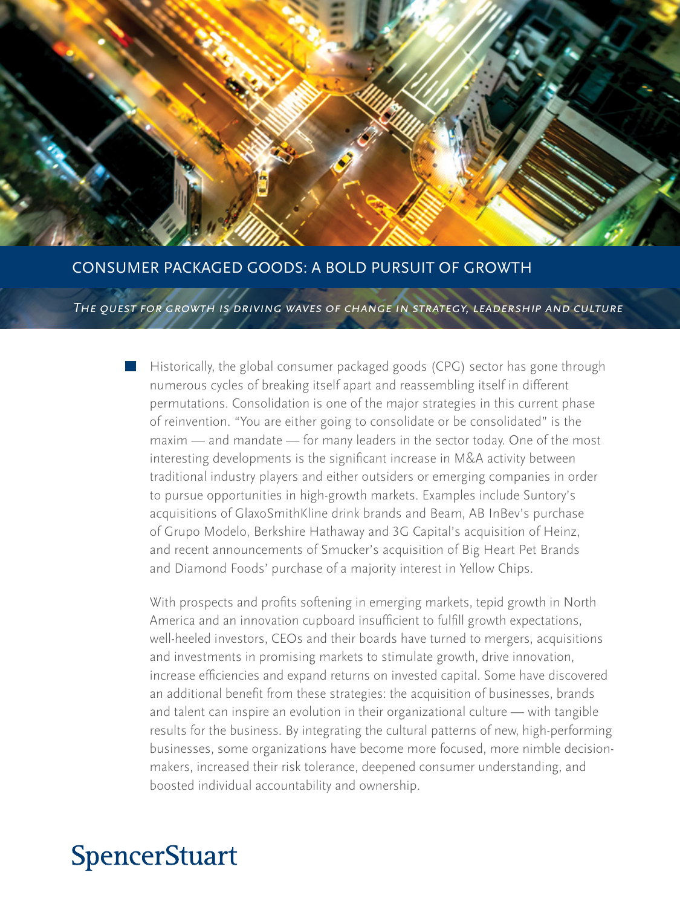# CONSUMER PACKAGED GOODS: A BOLD PURSUIT OF GROWTH

*The quest for growth is driving waves of change in strategy, leadership and culture*

Historically, the global consumer packaged goods (CPG) sector has gone through numerous cycles of breaking itself apart and reassembling itself in different permutations. Consolidation is one of the major strategies in this current phase of reinvention. "You are either going to consolidate or be consolidated" is the maxim — and mandate — for many leaders in the sector today. One of the most interesting developments is the significant increase in M&A activity between traditional industry players and either outsiders or emerging companies in order to pursue opportunities in high-growth markets. Examples include Suntory's acquisitions of GlaxoSmithKline drink brands and Beam, AB InBev's purchase of Grupo Modelo, Berkshire Hathaway and 3G Capital's acquisition of Heinz, and recent announcements of Smucker's acquisition of Big Heart Pet Brands and Diamond Foods' purchase of a majority interest in Yellow Chips.

With prospects and profits softening in emerging markets, tepid growth in North America and an innovation cupboard insufficient to fulfill growth expectations, well-heeled investors, CEOs and their boards have turned to mergers, acquisitions and investments in promising markets to stimulate growth, drive innovation, increase efficiencies and expand returns on invested capital. Some have discovered an additional benefit from these strategies: the acquisition of businesses, brands and talent can inspire an evolution in their organizational culture — with tangible results for the business. By integrating the cultural patterns of new, high-performing businesses, some organizations have become more focused, more nimble decision-makers, increased their risk tolerance, deepened consumer understanding, and boosted individual accountability and ownership.

SpencerStuart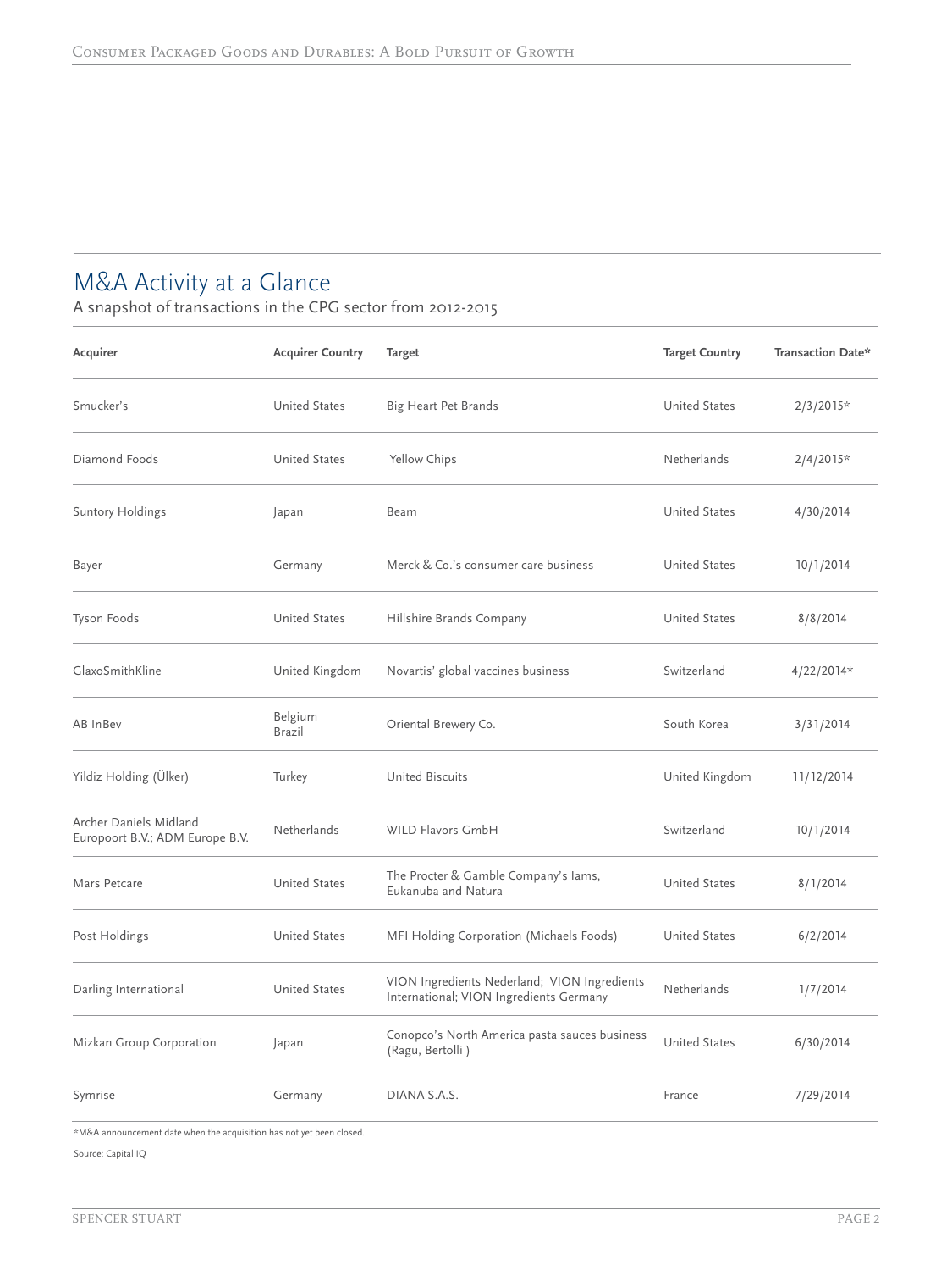## M&A Activity at a Glance

A snapshot of transactions in the CPG sector from 2012-2015

| Acquirer | Acquirer Country | Target | Target Country | Transaction Date* |
|---|---|---|---|---|
| Smucker's | United States | Big Heart Pet Brands | United States | 2/3/2015* |
| Diamond Foods | United States | Yellow Chips | Netherlands | 2/4/2015* |
| Suntory Holdings | Japan | Beam | United States | 4/30/2014 |
| Bayer | Germany | Merck & Co.'s consumer care business | United States | 10/1/2014 |
| Tyson Foods | United States | Hillshire Brands Company | United States | 8/8/2014 |
| GlaxoSmithKline | United Kingdom | Novartis' global vaccines business | Switzerland | 4/22/2014* |
| AB InBev | Belgium Brazil | Oriental Brewery Co. | South Korea | 3/31/2014 |
| Yildiz Holding (Ülker) | Turkey | United Biscuits | United Kingdom | 11/12/2014 |
| Archer Daniels Midland Europoort B.V.; ADM Europe B.V. | Netherlands | WILD Flavors GmbH | Switzerland | 10/1/2014 |
| Mars Petcare | United States | The Procter & Gamble Company's Iams, Eukanuba and Natura | United States | 8/1/2014 |
| Post Holdings | United States | MFI Holding Corporation (Michaels Foods) | United States | 6/2/2014 |
| Darling International | United States | VION Ingredients Nederland; VION Ingredients International; VION Ingredients Germany | Netherlands | 1/7/2014 |
| Mizkan Group Corporation | Japan | Conopco's North America pasta sauces business (Ragu, Bertolli ) | United States | 6/30/2014 |
| Symrise | Germany | DIANA S.A.S. | France | 7/29/2014 |

*M&A announcement date when the acquisition has not yet been closed.

Source: Capital IQ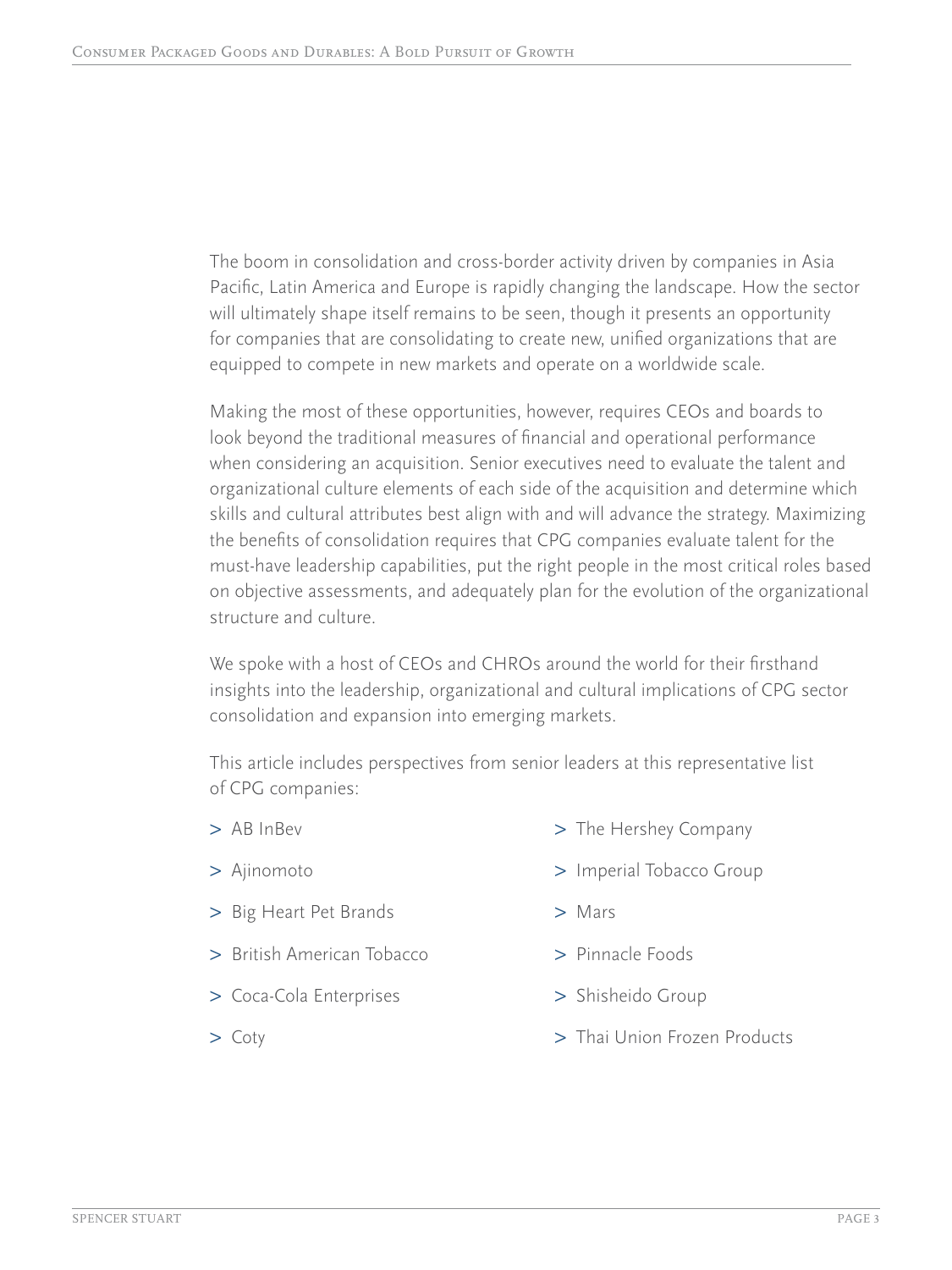The boom in consolidation and cross-border activity driven by companies in Asia Pacific, Latin America and Europe is rapidly changing the landscape. How the sector will ultimately shape itself remains to be seen, though it presents an opportunity for companies that are consolidating to create new, unified organizations that are equipped to compete in new markets and operate on a worldwide scale.

Making the most of these opportunities, however, requires CEOs and boards to look beyond the traditional measures of financial and operational performance when considering an acquisition. Senior executives need to evaluate the talent and organizational culture elements of each side of the acquisition and determine which skills and cultural attributes best align with and will advance the strategy. Maximizing the benefits of consolidation requires that CPG companies evaluate talent for the must-have leadership capabilities, put the right people in the most critical roles based on objective assessments, and adequately plan for the evolution of the organizational structure and culture.

We spoke with a host of CEOs and CHROs around the world for their firsthand insights into the leadership, organizational and cultural implications of CPG sector consolidation and expansion into emerging markets.

This article includes perspectives from senior leaders at this representative list of CPG companies:

- AB InBev
- Ajinomoto
- Big Heart Pet Brands
- British American Tobacco
- Coca-Cola Enterprises
- Coty
- The Hershey Company
- Imperial Tobacco Group
- Mars
- Pinnacle Foods
- Shisheido Group
- Thai Union Frozen Products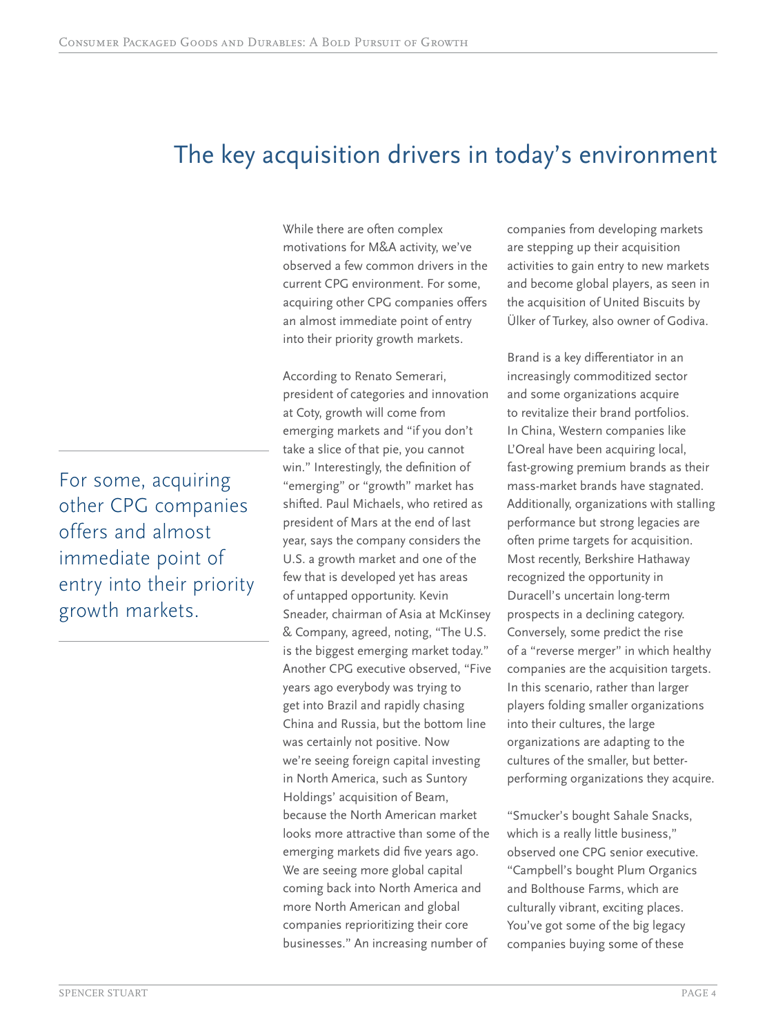# The key acquisition drivers in today's environment

While there are often complex motivations for M&A activity, we've observed a few common drivers in the current CPG environment. For some, acquiring other CPG companies offers an almost immediate point of entry into their priority growth markets.

> For some, acquiring other CPG companies offers and almost immediate point of entry into their priority growth markets.

According to Renato Semerari, president of categories and innovation at Coty, growth will come from emerging markets and "if you don't take a slice of that pie, you cannot win." Interestingly, the definition of "emerging" or "growth" market has shifted. Paul Michaels, who retired as president of Mars at the end of last year, says the company considers the U.S. a growth market and one of the few that is developed yet has areas of untapped opportunity. Kevin Sneader, chairman of Asia at McKinsey & Company, agreed, noting, "The U.S. is the biggest emerging market today." Another CPG executive observed, "Five years ago everybody was trying to get into Brazil and rapidly chasing China and Russia, but the bottom line was certainly not positive. Now we're seeing foreign capital investing in North America, such as Suntory Holdings' acquisition of Beam, because the North American market looks more attractive than some of the emerging markets did five years ago. We are seeing more global capital coming back into North America and more North American and global companies reprioritizing their core businesses." An increasing number of companies from developing markets are stepping up their acquisition activities to gain entry to new markets and become global players, as seen in the acquisition of United Biscuits by Ülker of Turkey, also owner of Godiva.

Brand is a key differentiator in an increasingly commoditized sector and some organizations acquire to revitalize their brand portfolios. In China, Western companies like L'Oreal have been acquiring local, fast-growing premium brands as their mass-market brands have stagnated. Additionally, organizations with stalling performance but strong legacies are often prime targets for acquisition. Most recently, Berkshire Hathaway recognized the opportunity in Duracell's uncertain long-term prospects in a declining category. Conversely, some predict the rise of a "reverse merger" in which healthy companies are the acquisition targets. In this scenario, rather than larger players folding smaller organizations into their cultures, the large organizations are adapting to the cultures of the smaller, but better-performing organizations they acquire.

"Smucker's bought Sahale Snacks, which is a really little business," observed one CPG senior executive. "Campbell's bought Plum Organics and Bolthouse Farms, which are culturally vibrant, exciting places. You've got some of the big legacy companies buying some of these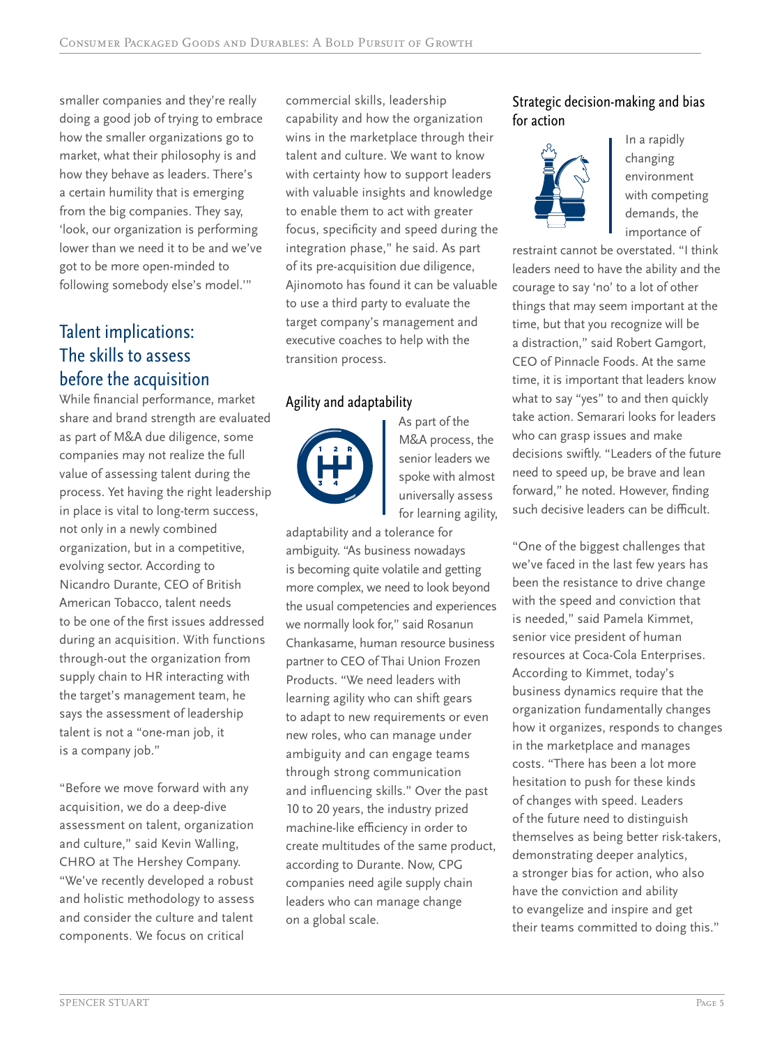smaller companies and they're really doing a good job of trying to embrace how the smaller organizations go to market, what their philosophy is and how they behave as leaders. There's a certain humility that is emerging from the big companies. They say, 'look, our organization is performing lower than we need it to be and we've got to be more open-minded to following somebody else's model.'"

## Talent implications: The skills to assess before the acquisition

While financial performance, market share and brand strength are evaluated as part of M&A due diligence, some companies may not realize the full value of assessing talent during the process. Yet having the right leadership in place is vital to long-term success, not only in a newly combined organization, but in a competitive, evolving sector. According to Nicandro Durante, CEO of British American Tobacco, talent needs to be one of the first issues addressed during an acquisition. With functions through-out the organization from supply chain to HR interacting with the target's management team, he says the assessment of leadership talent is not a "one-man job, it is a company job."

"Before we move forward with any acquisition, we do a deep-dive assessment on talent, organization and culture," said Kevin Walling, CHRO at The Hershey Company. "We've recently developed a robust and holistic methodology to assess and consider the culture and talent components. We focus on critical commercial skills, leadership capability and how the organization wins in the marketplace through their talent and culture. We want to know with certainty how to support leaders with valuable insights and knowledge to enable them to act with greater focus, specificity and speed during the integration phase," he said. As part of its pre-acquisition due diligence, Ajinomoto has found it can be valuable to use a third party to evaluate the target company's management and executive coaches to help with the transition process.

### Agility and adaptability

As part of the M&A process, the senior leaders we spoke with almost universally assess for learning agility, adaptability and a tolerance for ambiguity. "As business nowadays is becoming quite volatile and getting more complex, we need to look beyond the usual competencies and experiences we normally look for," said Rosanun Chankasame, human resource business partner to CEO of Thai Union Frozen Products. "We need leaders with learning agility who can shift gears to adapt to new requirements or even new roles, who can manage under ambiguity and can engage teams through strong communication and influencing skills." Over the past 10 to 20 years, the industry prized machine-like efficiency in order to create multitudes of the same product, according to Durante. Now, CPG companies need agile supply chain leaders who can manage change on a global scale.

### Strategic decision-making and bias for action

In a rapidly changing environment with competing demands, the importance of restraint cannot be overstated. "I think leaders need to have the ability and the courage to say 'no' to a lot of other things that may seem important at the time, but that you recognize will be a distraction," said Robert Gamgort, CEO of Pinnacle Foods. At the same time, it is important that leaders know what to say "yes" to and then quickly take action. Semarari looks for leaders who can grasp issues and make decisions swiftly. "Leaders of the future need to speed up, be brave and lean forward," he noted. However, finding such decisive leaders can be difficult.

"One of the biggest challenges that we've faced in the last few years has been the resistance to drive change with the speed and conviction that is needed," said Pamela Kimmet, senior vice president of human resources at Coca-Cola Enterprises. According to Kimmet, today's business dynamics require that the organization fundamentally changes how it organizes, responds to changes in the marketplace and manages costs. "There has been a lot more hesitation to push for these kinds of changes with speed. Leaders of the future need to distinguish themselves as being better risk-takers, demonstrating deeper analytics, a stronger bias for action, who also have the conviction and ability to evangelize and inspire and get their teams committed to doing this."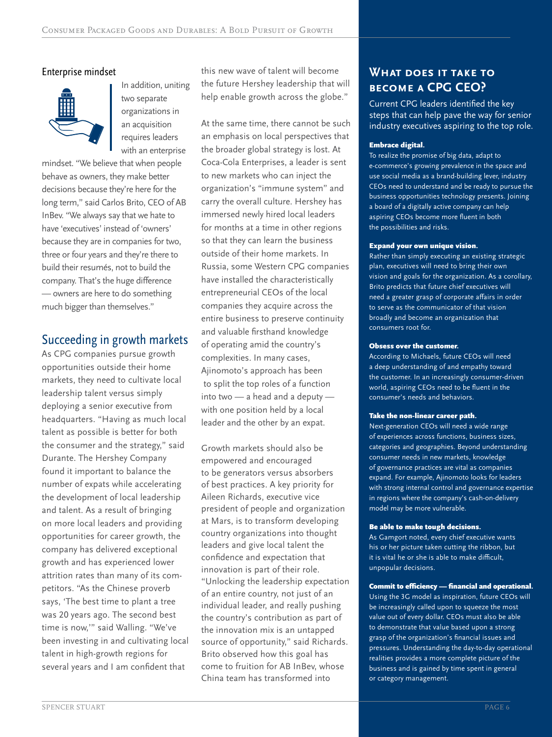### Enterprise mindset

In addition, uniting two separate organizations in an acquisition requires leaders with an enterprise mindset. "We believe that when people behave as owners, they make better decisions because they're here for the long term," said Carlos Brito, CEO of AB InBev. "We always say that we hate to have 'executives' instead of 'owners' because they are in companies for two, three or four years and they're there to build their resumés, not to build the company. That's the huge difference — owners are here to do something much bigger than themselves."

## Succeeding in growth markets

As CPG companies pursue growth opportunities outside their home markets, they need to cultivate local leadership talent versus simply deploying a senior executive from headquarters. "Having as much local talent as possible is better for both the consumer and the strategy," said Durante. The Hershey Company found it important to balance the number of expats while accelerating the development of local leadership and talent. As a result of bringing on more local leaders and providing opportunities for career growth, the company has delivered exceptional growth and has experienced lower attrition rates than many of its competitors. "As the Chinese proverb says, 'The best time to plant a tree was 20 years ago. The second best time is now,'" said Walling. "We've been investing in and cultivating local talent in high-growth regions for several years and I am confident that this new wave of talent will become the future Hershey leadership that will help enable growth across the globe."

At the same time, there cannot be such an emphasis on local perspectives that the broader global strategy is lost. At Coca-Cola Enterprises, a leader is sent to new markets who can inject the organization's "immune system" and carry the overall culture. Hershey has immersed newly hired local leaders for months at a time in other regions so that they can learn the business outside of their home markets. In Russia, some Western CPG companies have installed the characteristically entrepreneurial CEOs of the local companies they acquire across the entire business to preserve continuity and valuable firsthand knowledge of operating amid the country's complexities. In many cases, Ajinomoto's approach has been to split the top roles of a function into two — a head and a deputy — with one position held by a local leader and the other by an expat.

Growth markets should also be empowered and encouraged to be generators versus absorbers of best practices. A key priority for Aileen Richards, executive vice president of people and organization at Mars, is to transform developing country organizations into thought leaders and give local talent the confidence and expectation that innovation is part of their role. "Unlocking the leadership expectation of an entire country, not just of an individual leader, and really pushing the country's contribution as part of the innovation mix is an untapped source of opportunity," said Richards. Brito observed how this goal has come to fruition for AB InBev, whose China team has transformed into

## What does it take to become a CPG CEO?

Current CPG leaders identified the key steps that can help pave the way for senior industry executives aspiring to the top role.

**Embrace digital.**
To realize the promise of big data, adapt to e-commerce's growing prevalence in the space and use social media as a brand-building lever, industry CEOs need to understand and be ready to pursue the business opportunities technology presents. Joining a board of a digitally active company can help aspiring CEOs become more fluent in both the possibilities and risks.

**Expand your own unique vision.**
Rather than simply executing an existing strategic plan, executives will need to bring their own vision and goals for the organization. As a corollary, Brito predicts that future chief executives will need a greater grasp of corporate affairs in order to serve as the communicator of that vision broadly and become an organization that consumers root for.

**Obsess over the customer.**
According to Michaels, future CEOs will need a deep understanding of and empathy toward the customer. In an increasingly consumer-driven world, aspiring CEOs need to be fluent in the consumer's needs and behaviors.

**Take the non-linear career path.**
Next-generation CEOs will need a wide range of experiences across functions, business sizes, categories and geographies. Beyond understanding consumer needs in new markets, knowledge of governance practices are vital as companies expand. For example, Ajinomoto looks for leaders with strong internal control and governance expertise in regions where the company's cash-on-delivery model may be more vulnerable.

**Be able to make tough decisions.**
As Gamgort noted, every chief executive wants his or her picture taken cutting the ribbon, but it is vital he or she is able to make difficult, unpopular decisions.

**Commit to efficiency — financial and operational.**
Using the 3G model as inspiration, future CEOs will be increasingly called upon to squeeze the most value out of every dollar. CEOs must also be able to demonstrate that value based upon a strong grasp of the organization's financial issues and pressures. Understanding the day-to-day operational realities provides a more complete picture of the business and is gained by time spent in general or category management.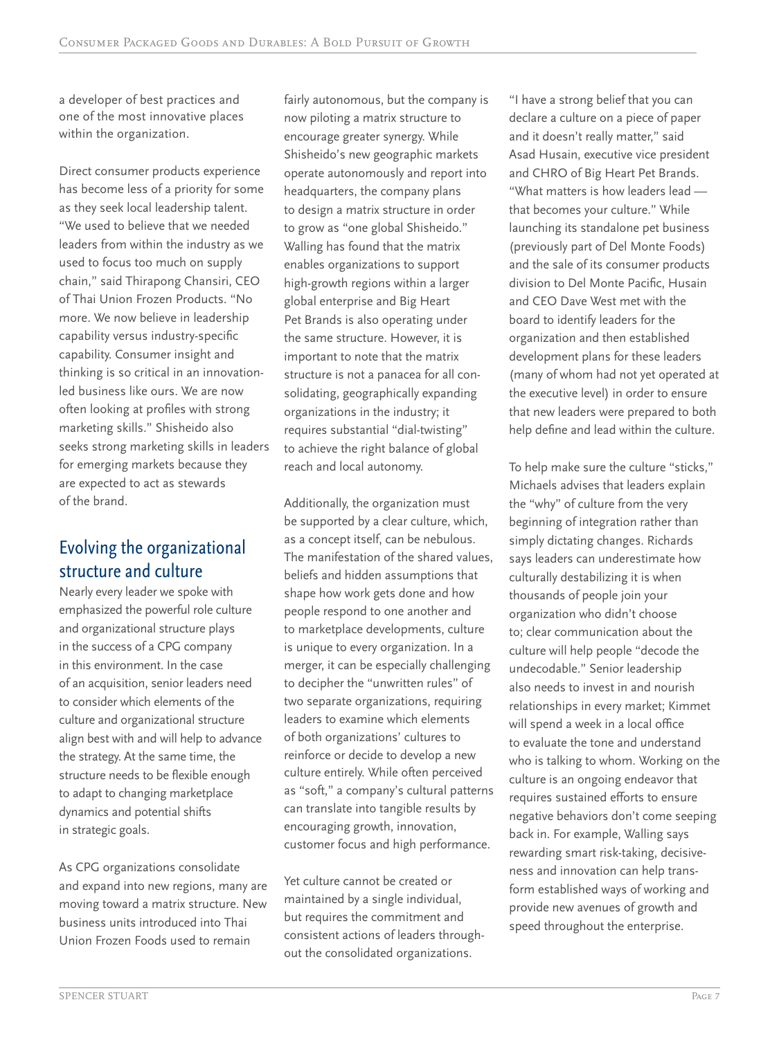a developer of best practices and one of the most innovative places within the organization.

Direct consumer products experience has become less of a priority for some as they seek local leadership talent. "We used to believe that we needed leaders from within the industry as we used to focus too much on supply chain," said Thirapong Chansiri, CEO of Thai Union Frozen Products. "No more. We now believe in leadership capability versus industry-specific capability. Consumer insight and thinking is so critical in an innovation-led business like ours. We are now often looking at profiles with strong marketing skills." Shisheido also seeks strong marketing skills in leaders for emerging markets because they are expected to act as stewards of the brand.

## Evolving the organizational structure and culture

Nearly every leader we spoke with emphasized the powerful role culture and organizational structure plays in the success of a CPG company in this environment. In the case of an acquisition, senior leaders need to consider which elements of the culture and organizational structure align best with and will help to advance the strategy. At the same time, the structure needs to be flexible enough to adapt to changing marketplace dynamics and potential shifts in strategic goals.

As CPG organizations consolidate and expand into new regions, many are moving toward a matrix structure. New business units introduced into Thai Union Frozen Foods used to remain fairly autonomous, but the company is now piloting a matrix structure to encourage greater synergy. While Shisheido's new geographic markets operate autonomously and report into headquarters, the company plans to design a matrix structure in order to grow as "one global Shisheido." Walling has found that the matrix enables organizations to support high-growth regions within a larger global enterprise and Big Heart Pet Brands is also operating under the same structure. However, it is important to note that the matrix structure is not a panacea for all consolidating, geographically expanding organizations in the industry; it requires substantial "dial-twisting" to achieve the right balance of global reach and local autonomy.

Additionally, the organization must be supported by a clear culture, which, as a concept itself, can be nebulous. The manifestation of the shared values, beliefs and hidden assumptions that shape how work gets done and how people respond to one another and to marketplace developments, culture is unique to every organization. In a merger, it can be especially challenging to decipher the "unwritten rules" of two separate organizations, requiring leaders to examine which elements of both organizations' cultures to reinforce or decide to develop a new culture entirely. While often perceived as "soft," a company's cultural patterns can translate into tangible results by encouraging growth, innovation, customer focus and high performance.

Yet culture cannot be created or maintained by a single individual, but requires the commitment and consistent actions of leaders throughout the consolidated organizations.

"I have a strong belief that you can declare a culture on a piece of paper and it doesn't really matter," said Asad Husain, executive vice president and CHRO of Big Heart Pet Brands. "What matters is how leaders lead — that becomes your culture." While launching its standalone pet business (previously part of Del Monte Foods) and the sale of its consumer products division to Del Monte Pacific, Husain and CEO Dave West met with the board to identify leaders for the organization and then established development plans for these leaders (many of whom had not yet operated at the executive level) in order to ensure that new leaders were prepared to both help define and lead within the culture.

To help make sure the culture "sticks," Michaels advises that leaders explain the "why" of culture from the very beginning of integration rather than simply dictating changes. Richards says leaders can underestimate how culturally destabilizing it is when thousands of people join your organization who didn't choose to; clear communication about the culture will help people "decode the undecodable." Senior leadership also needs to invest in and nourish relationships in every market; Kimmet will spend a week in a local office to evaluate the tone and understand who is talking to whom. Working on the culture is an ongoing endeavor that requires sustained efforts to ensure negative behaviors don't come seeping back in. For example, Walling says rewarding smart risk-taking, decisiveness and innovation can help transform established ways of working and provide new avenues of growth and speed throughout the enterprise.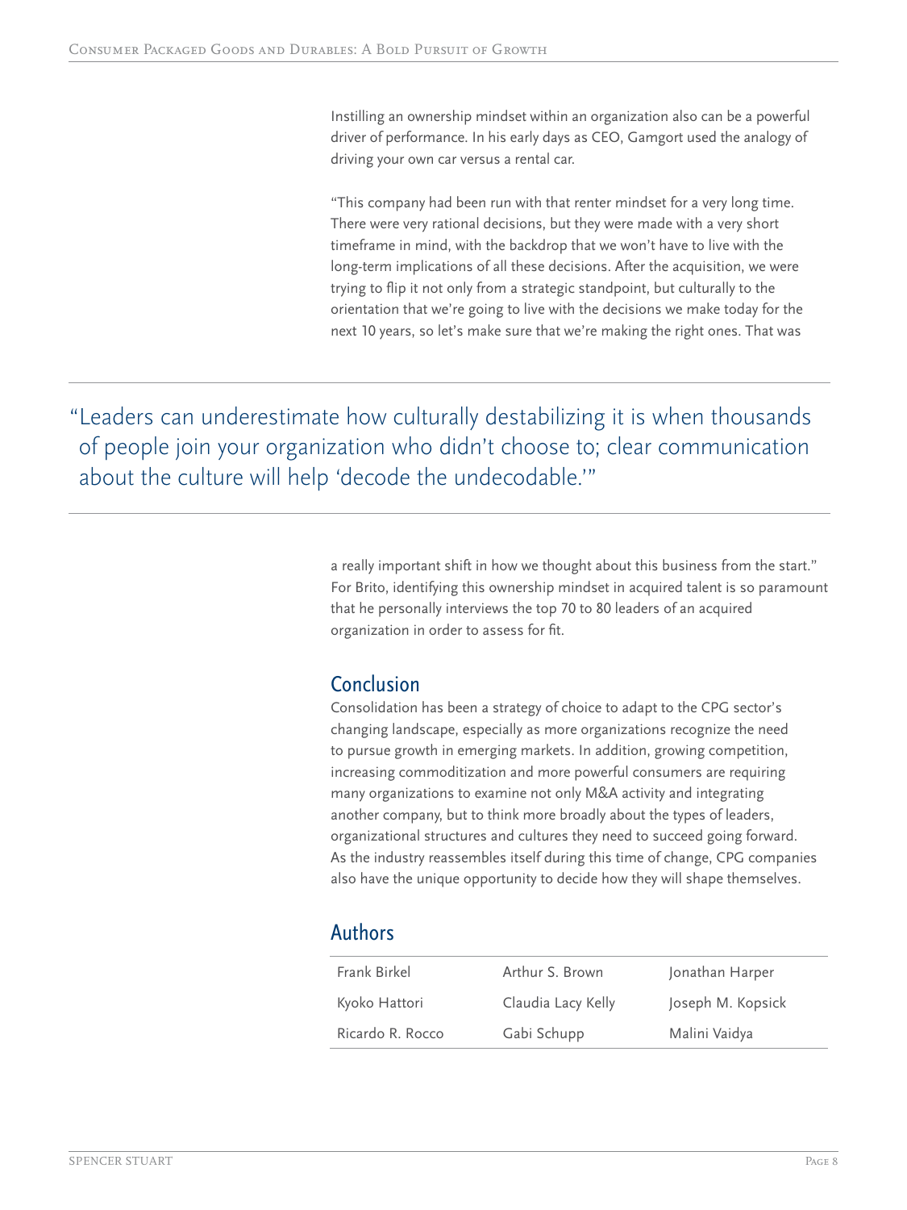Instilling an ownership mindset within an organization also can be a powerful driver of performance. In his early days as CEO, Gamgort used the analogy of driving your own car versus a rental car.

"This company had been run with that renter mindset for a very long time. There were very rational decisions, but they were made with a very short timeframe in mind, with the backdrop that we won't have to live with the long-term implications of all these decisions. After the acquisition, we were trying to flip it not only from a strategic standpoint, but culturally to the orientation that we're going to live with the decisions we make today for the next 10 years, so let's make sure that we're making the right ones. That was a really important shift in how we thought about this business from the start." For Brito, identifying this ownership mindset in acquired talent is so paramount that he personally interviews the top 70 to 80 leaders of an acquired organization in order to assess for fit.

> "Leaders can underestimate how culturally destabilizing it is when thousands of people join your organization who didn't choose to; clear communication about the culture will help 'decode the undecodable.'"

## Conclusion

Consolidation has been a strategy of choice to adapt to the CPG sector's changing landscape, especially as more organizations recognize the need to pursue growth in emerging markets. In addition, growing competition, increasing commoditization and more powerful consumers are requiring many organizations to examine not only M&A activity and integrating another company, but to think more broadly about the types of leaders, organizational structures and cultures they need to succeed going forward. As the industry reassembles itself during this time of change, CPG companies also have the unique opportunity to decide how they will shape themselves.

## Authors

| | | |
|---|---|---|
| Frank Birkel | Arthur S. Brown | Jonathan Harper |
| Kyoko Hattori | Claudia Lacy Kelly | Joseph M. Kopsick |
| Ricardo R. Rocco | Gabi Schupp | Malini Vaidya |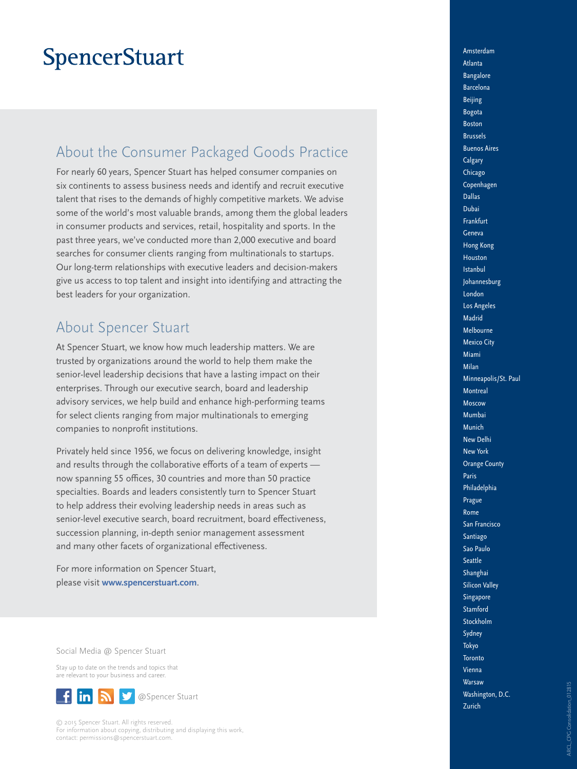# SpencerStuart

## About the Consumer Packaged Goods Practice

For nearly 60 years, Spencer Stuart has helped consumer companies on six continents to assess business needs and identify and recruit executive talent that rises to the demands of highly competitive markets. We advise some of the world's most valuable brands, among them the global leaders in consumer products and services, retail, hospitality and sports. In the past three years, we've conducted more than 2,000 executive and board searches for consumer clients ranging from multinationals to startups. Our long-term relationships with executive leaders and decision-makers give us access to top talent and insight into identifying and attracting the best leaders for your organization.

## About Spencer Stuart

At Spencer Stuart, we know how much leadership matters. We are trusted by organizations around the world to help them make the senior-level leadership decisions that have a lasting impact on their enterprises. Through our executive search, board and leadership advisory services, we help build and enhance high-performing teams for select clients ranging from major multinationals to emerging companies to nonprofit institutions.

Privately held since 1956, we focus on delivering knowledge, insight and results through the collaborative efforts of a team of experts — now spanning 55 offices, 30 countries and more than 50 practice specialties. Boards and leaders consistently turn to Spencer Stuart to help address their evolving leadership needs in areas such as senior-level executive search, board recruitment, board effectiveness, succession planning, in-depth senior management assessment and many other facets of organizational effectiveness.

For more information on Spencer Stuart, please visit **www.spencerstuart.com**.

Social Media @ Spencer Stuart

Stay up to date on the trends and topics that are relevant to your business and career.

@Spencer Stuart

© 2015 Spencer Stuart. All rights reserved.
For information about copying, distributing and displaying this work, contact: permissions@spencerstuart.com.

Amsterdam
Atlanta
Bangalore
Barcelona
Beijing
Bogota
Boston
Brussels
Buenos Aires
Calgary
Chicago
Copenhagen
Dallas
Dubai
Frankfurt
Geneva
Hong Kong
Houston
Istanbul
Johannesburg
London
Los Angeles
Madrid
Melbourne
Mexico City
Miami
Milan
Minneapolis/St. Paul
Montreal
Moscow
Mumbai
Munich
New Delhi
New York
Orange County
Paris
Philadelphia
Prague
Rome
San Francisco
Santiago
Sao Paulo
Seattle
Shanghai
Silicon Valley
Singapore
Stamford
Stockholm
Sydney
Tokyo
Toronto
Vienna
Warsaw
Washington, D.C.
Zurich

ARCL_CPG Consolidation_012815